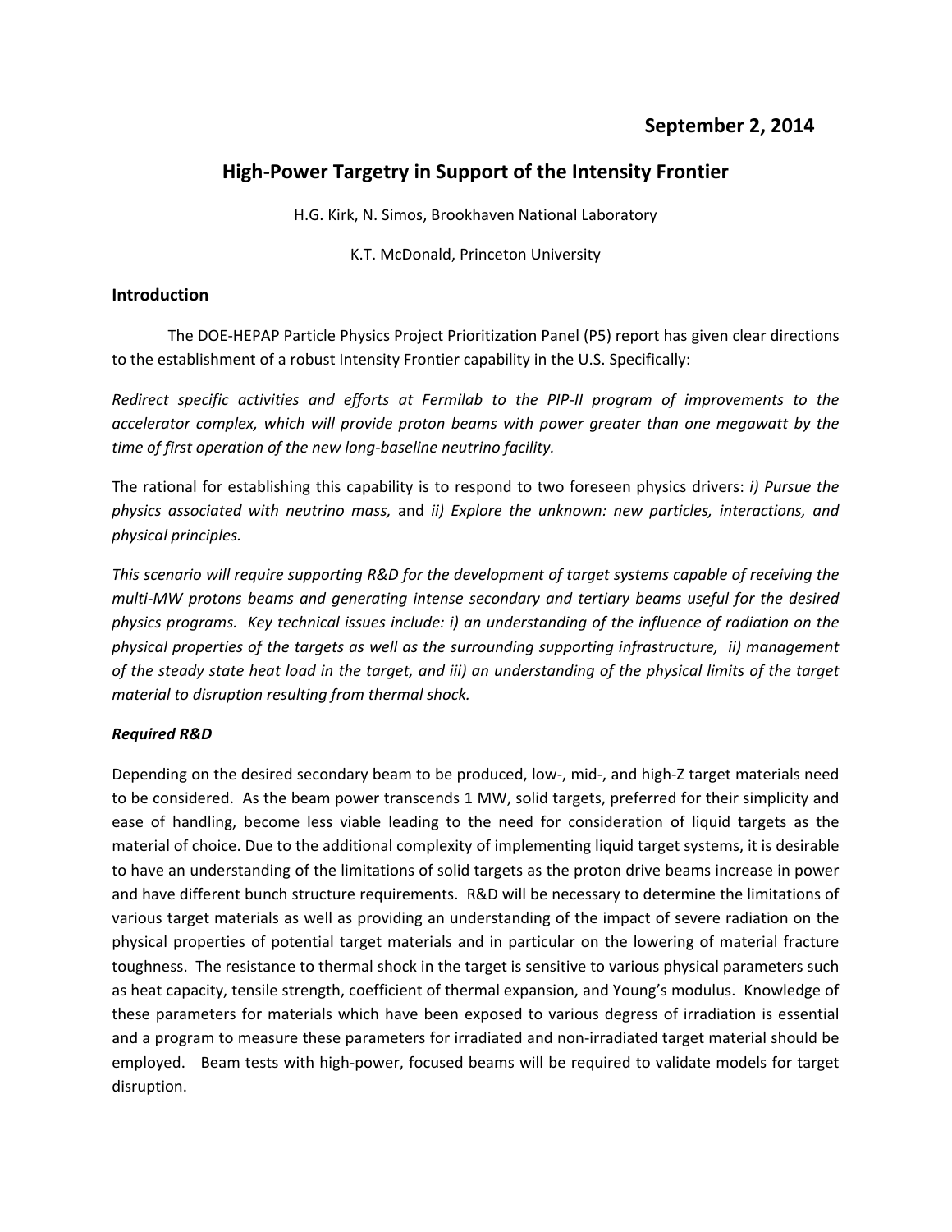**September 2, 2014**

# High-Power Targetry in Support of the Intensity Frontier

H.G. Kirk, N. Simos, Brookhaven National Laboratory

K.T. McDonald, Princeton University

## Introduction

The DOE-HEPAP Particle Physics Project Prioritization Panel (P5) report has given clear directions to the establishment of a robust Intensity Frontier capability in the U.S. Specifically:

*Redirect specific activities and efforts at Fermilab to the PIP-II program of improvements to the accelerator complex, which will provide proton beams with power greater than one megawatt by the time of first operation of the new long-baseline neutrino facility.*

The rational for establishing this capability is to respond to two foreseen physics drivers: *i) Pursue the physics associated with neutrino mass,* and *ii) Explore the unknown: new particles, interactions, and physical principles.*

*This scenario will require supporting R&D for the development of target systems capable of receiving the multi-MW protons beams and generating intense secondary and tertiary beams useful for the desired physics programs. Key technical issues include: i) an understanding of the influence of radiation on the physical properties of the targets as well as the surrounding supporting infrastructure, ii) management of the steady state heat load in the target, and iii) an understanding of the physical limits of the target material to disruption resulting from thermal shock.*

### *Required R&D*

Depending on the desired secondary beam to be produced, low-, mid-, and high-Z target materials need to be considered. As the beam power transcends 1 MW, solid targets, preferred for their simplicity and ease of handling, become less viable leading to the need for consideration of liquid targets as the material of choice. Due to the additional complexity of implementing liquid target systems, it is desirable to have an understanding of the limitations of solid targets as the proton drive beams increase in power and have different bunch structure requirements. R&D will be necessary to determine the limitations of various target materials as well as providing an understanding of the impact of severe radiation on the physical properties of potential target materials and in particular on the lowering of material fracture toughness. The resistance to thermal shock in the target is sensitive to various physical parameters such as heat capacity, tensile strength, coefficient of thermal expansion, and Young's modulus. Knowledge of these parameters for materials which have been exposed to various degress of irradiation is essential and a program to measure these parameters for irradiated and non-irradiated target material should be employed. Beam tests with high-power, focused beams will be required to validate models for target disruption.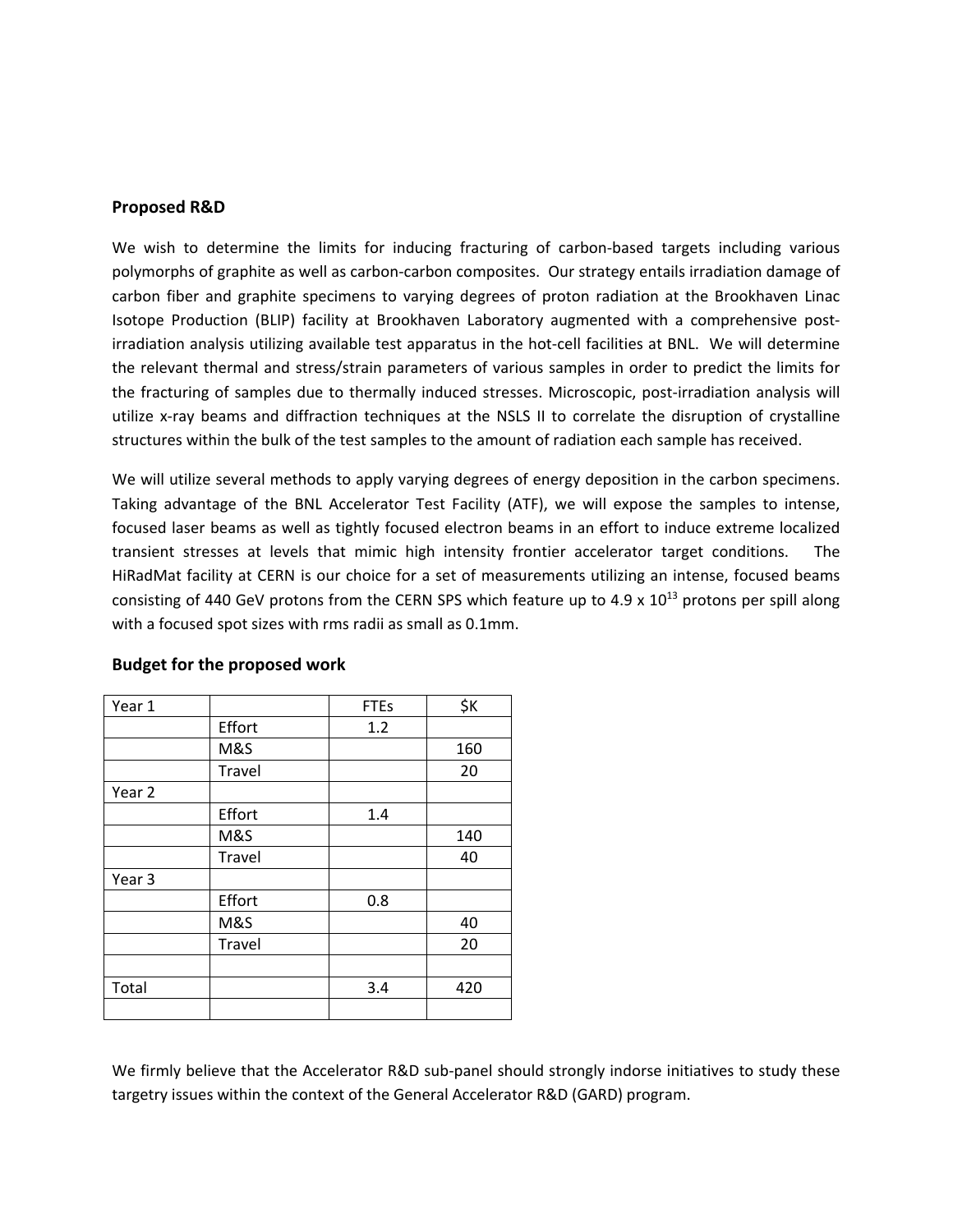## Proposed R&D

We wish to determine the limits for inducing fracturing of carbon-based targets including various polymorphs of graphite as well as carbon-carbon composites. Our strategy entails irradiation damage of carbon fiber and graphite specimens to varying degrees of proton radiation at the Brookhaven Linac Isotope Production (BLIP) facility at Brookhaven Laboratory augmented with a comprehensive post-irradiation analysis utilizing available test apparatus in the hot-cell facilities at BNL. We will determine the relevant thermal and stress/strain parameters of various samples in order to predict the limits for the fracturing of samples due to thermally induced stresses. Microscopic, post-irradiation analysis will utilize x-ray beams and diffraction techniques at the NSLS II to correlate the disruption of crystalline structures within the bulk of the test samples to the amount of radiation each sample has received.

We will utilize several methods to apply varying degrees of energy deposition in the carbon specimens. Taking advantage of the BNL Accelerator Test Facility (ATF), we will expose the samples to intense, focused laser beams as well as tightly focused electron beams in an effort to induce extreme localized transient stresses at levels that mimic high intensity frontier accelerator target conditions. The HiRadMat facility at CERN is our choice for a set of measurements utilizing an intense, focused beams consisting of 440 GeV protons from the CERN SPS which feature up to 4.9 x $10^{13}$ protons per spill along with a focused spot sizes with rms radii as small as 0.1mm.

## Budget for the proposed work

| Year 1 | | FTEs | $K |
|---|---|---|---|
| | Effort | 1.2 | |
| | M&S | | 160 |
| | Travel | | 20 |
| Year 2 | | | |
| | Effort | 1.4 | |
| | M&S | | 140 |
| | Travel | | 40 |
| Year 3 | | | |
| | Effort | 0.8 | |
| | M&S | | 40 |
| | Travel | | 20 |
| | | | |
| Total | | 3.4 | 420 |
| | | | |

We firmly believe that the Accelerator R&D sub-panel should strongly indorse initiatives to study these targetry issues within the context of the General Accelerator R&D (GARD) program.